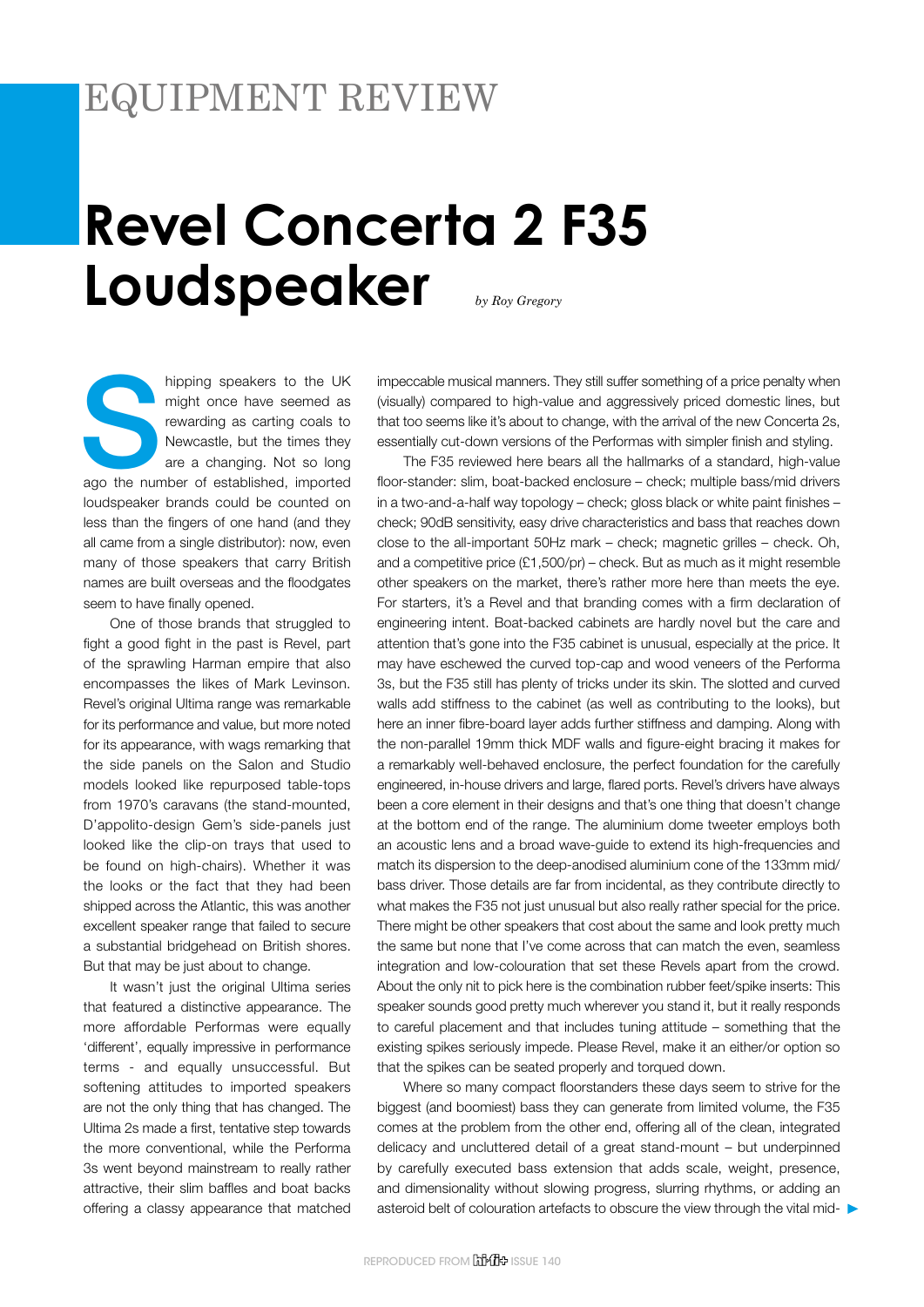EQUIPMENT REVIEW

# Revel Concerta 2 F35 Loudspeaker

*by Roy Gregory*

Shipping speakers to the UK might once have seemed as rewarding as carting coals to Newcastle, but the times they are a changing. Not so long ago the number of established, imported loudspeaker brands could be counted on less than the fingers of one hand (and they all came from a single distributor): now, even many of those speakers that carry British names are built overseas and the floodgates seem to have finally opened.

One of those brands that struggled to fight a good fight in the past is Revel, part of the sprawling Harman empire that also encompasses the likes of Mark Levinson. Revel's original Ultima range was remarkable for its performance and value, but more noted for its appearance, with wags remarking that the side panels on the Salon and Studio models looked like repurposed table-tops from 1970's caravans (the stand-mounted, D'appolito-design Gem's side-panels just looked like the clip-on trays that used to be found on high-chairs). Whether it was the looks or the fact that they had been shipped across the Atlantic, this was another excellent speaker range that failed to secure a substantial bridgehead on British shores. But that may be just about to change.

It wasn't just the original Ultima series that featured a distinctive appearance. The more affordable Performas were equally 'different', equally impressive in performance terms - and equally unsuccessful. But softening attitudes to imported speakers are not the only thing that has changed. The Ultima 2s made a first, tentative step towards the more conventional, while the Performa 3s went beyond mainstream to really rather attractive, their slim baffles and boat backs offering a classy appearance that matched impeccable musical manners. They still suffer something of a price penalty when (visually) compared to high-value and aggressively priced domestic lines, but that too seems like it's about to change, with the arrival of the new Concerta 2s, essentially cut-down versions of the Performas with simpler finish and styling.

The F35 reviewed here bears all the hallmarks of a standard, high-value floor-stander: slim, boat-backed enclosure – check; multiple bass/mid drivers in a two-and-a-half way topology – check; gloss black or white paint finishes – check; 90dB sensitivity, easy drive characteristics and bass that reaches down close to the all-important 50Hz mark – check; magnetic grilles – check. Oh, and a competitive price (£1,500/pr) – check. But as much as it might resemble other speakers on the market, there's rather more here than meets the eye. For starters, it's a Revel and that branding comes with a firm declaration of engineering intent. Boat-backed cabinets are hardly novel but the care and attention that's gone into the F35 cabinet is unusual, especially at the price. It may have eschewed the curved top-cap and wood veneers of the Performa 3s, but the F35 still has plenty of tricks under its skin. The slotted and curved walls add stiffness to the cabinet (as well as contributing to the looks), but here an inner fibre-board layer adds further stiffness and damping. Along with the non-parallel 19mm thick MDF walls and figure-eight bracing it makes for a remarkably well-behaved enclosure, the perfect foundation for the carefully engineered, in-house drivers and large, flared ports. Revel's drivers have always been a core element in their designs and that's one thing that doesn't change at the bottom end of the range. The aluminium dome tweeter employs both an acoustic lens and a broad wave-guide to extend its high-frequencies and match its dispersion to the deep-anodised aluminium cone of the 133mm mid/bass driver. Those details are far from incidental, as they contribute directly to what makes the F35 not just unusual but also really rather special for the price. There might be other speakers that cost about the same and look pretty much the same but none that I've come across that can match the even, seamless integration and low-colouration that set these Revels apart from the crowd. About the only nit to pick here is the combination rubber feet/spike inserts: This speaker sounds good pretty much wherever you stand it, but it really responds to careful placement and that includes tuning attitude – something that the existing spikes seriously impede. Please Revel, make it an either/or option so that the spikes can be seated properly and torqued down.

Where so many compact floorstanders these days seem to strive for the biggest (and boomiest) bass they can generate from limited volume, the F35 comes at the problem from the other end, offering all of the clean, integrated delicacy and uncluttered detail of a great stand-mount – but underpinned by carefully executed bass extension that adds scale, weight, presence, and dimensionality without slowing progress, slurring rhythms, or adding an asteroid belt of colouration artefacts to obscure the view through the vital mid-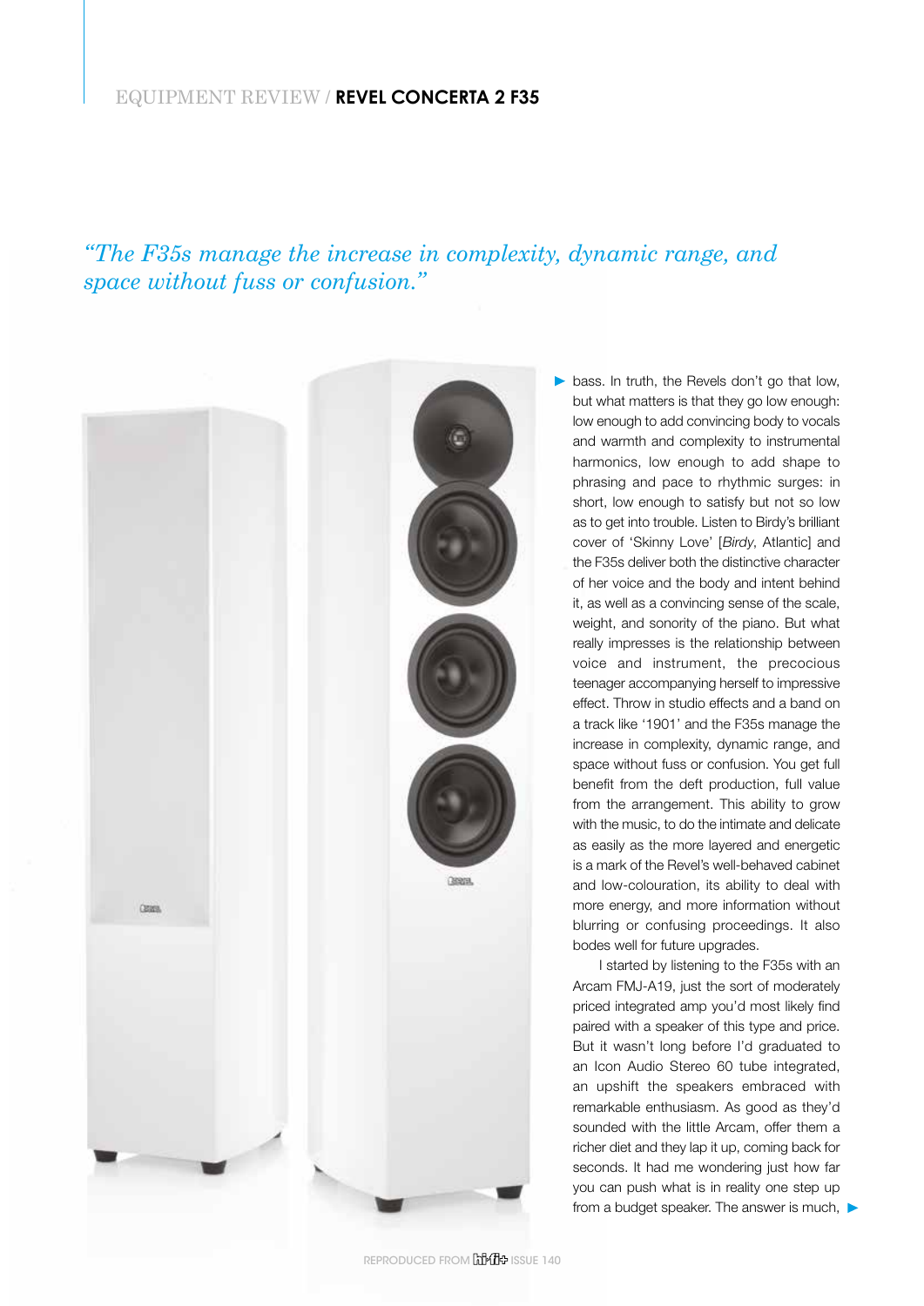*"The F35s manage the increase in complexity, dynamic range, and space without fuss or confusion."*

bass. In truth, the Revels don't go that low, but what matters is that they go low enough: low enough to add convincing body to vocals and warmth and complexity to instrumental harmonics, low enough to add shape to phrasing and pace to rhythmic surges: in short, low enough to satisfy but not so low as to get into trouble. Listen to Birdy's brilliant cover of 'Skinny Love' [*Birdy*, Atlantic] and the F35s deliver both the distinctive character of her voice and the body and intent behind it, as well as a convincing sense of the scale, weight, and sonority of the piano. But what really impresses is the relationship between voice and instrument, the precocious teenager accompanying herself to impressive effect. Throw in studio effects and a band on a track like '1901' and the F35s manage the increase in complexity, dynamic range, and space without fuss or confusion. You get full benefit from the deft production, full value from the arrangement. This ability to grow with the music, to do the intimate and delicate as easily as the more layered and energetic is a mark of the Revel's well-behaved cabinet and low-colouration, its ability to deal with more energy, and more information without blurring or confusing proceedings. It also bodes well for future upgrades.

I started by listening to the F35s with an Arcam FMJ-A19, just the sort of moderately priced integrated amp you'd most likely find paired with a speaker of this type and price. But it wasn't long before I'd graduated to an Icon Audio Stereo 60 tube integrated, an upshift the speakers embraced with remarkable enthusiasm. As good as they'd sounded with the little Arcam, offer them a richer diet and they lap it up, coming back for seconds. It had me wondering just how far you can push what is in reality one step up from a budget speaker. The answer is much,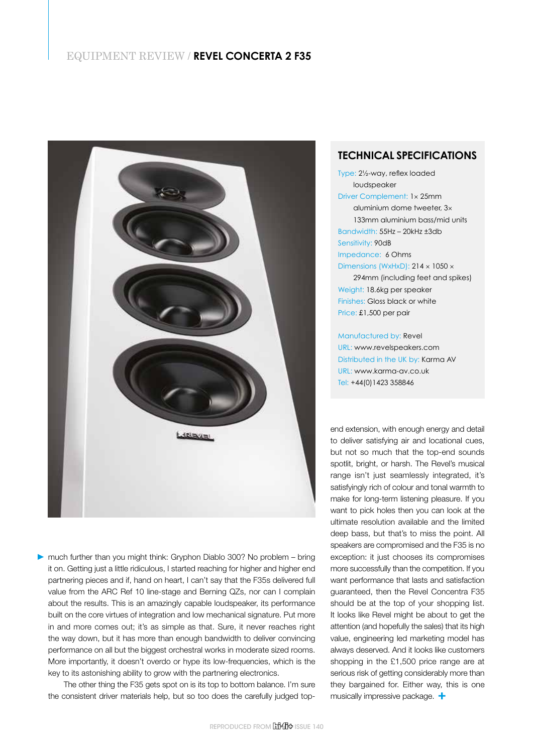## TECHNICAL SPECIFICATIONS

Type: 2½-way, reflex loaded loudspeaker
Driver Complement: 1× 25mm aluminium dome tweeter, 3× 133mm aluminium bass/mid units
Bandwidth: 55Hz – 20kHz ±3db
Sensitivity: 90dB
Impedance: 6 Ohms
Dimensions (WxHxD): 214 × 1050 × 294mm (including feet and spikes)
Weight: 18.6kg per speaker
Finishes: Gloss black or white
Price: £1,500 per pair

Manufactured by: Revel
URL: www.revelspeakers.com
Distributed in the UK by: Karma AV
URL: www.karma-av.co.uk
Tel: +44(0)1423 358846

much further than you might think: Gryphon Diablo 300? No problem – bring it on. Getting just a little ridiculous, I started reaching for higher and higher end partnering pieces and if, hand on heart, I can't say that the F35s delivered full value from the ARC Ref 10 line-stage and Berning QZs, nor can I complain about the results. This is an amazingly capable loudspeaker, its performance built on the core virtues of integration and low mechanical signature. Put more in and more comes out; it's as simple as that. Sure, it never reaches right the way down, but it has more than enough bandwidth to deliver convincing performance on all but the biggest orchestral works in moderate sized rooms. More importantly, it doesn't overdo or hype its low-frequencies, which is the key to its astonishing ability to grow with the partnering electronics.

The other thing the F35 gets spot on is its top to bottom balance. I'm sure the consistent driver materials help, but so too does the carefully judged top-end extension, with enough energy and detail to deliver satisfying air and locational cues, but not so much that the top-end sounds spotlit, bright, or harsh. The Revel's musical range isn't just seamlessly integrated, it's satisfyingly rich of colour and tonal warmth to make for long-term listening pleasure. If you want to pick holes then you can look at the ultimate resolution available and the limited deep bass, but that's to miss the point. All speakers are compromised and the F35 is no exception: it just chooses its compromises more successfully than the competition. If you want performance that lasts and satisfaction guaranteed, then the Revel Concentra F35 should be at the top of your shopping list. It looks like Revel might be about to get the attention (and hopefully the sales) that its high value, engineering led marketing model has always deserved. And it looks like customers shopping in the £1,500 price range are at serious risk of getting considerably more than they bargained for. Either way, this is one musically impressive package. +